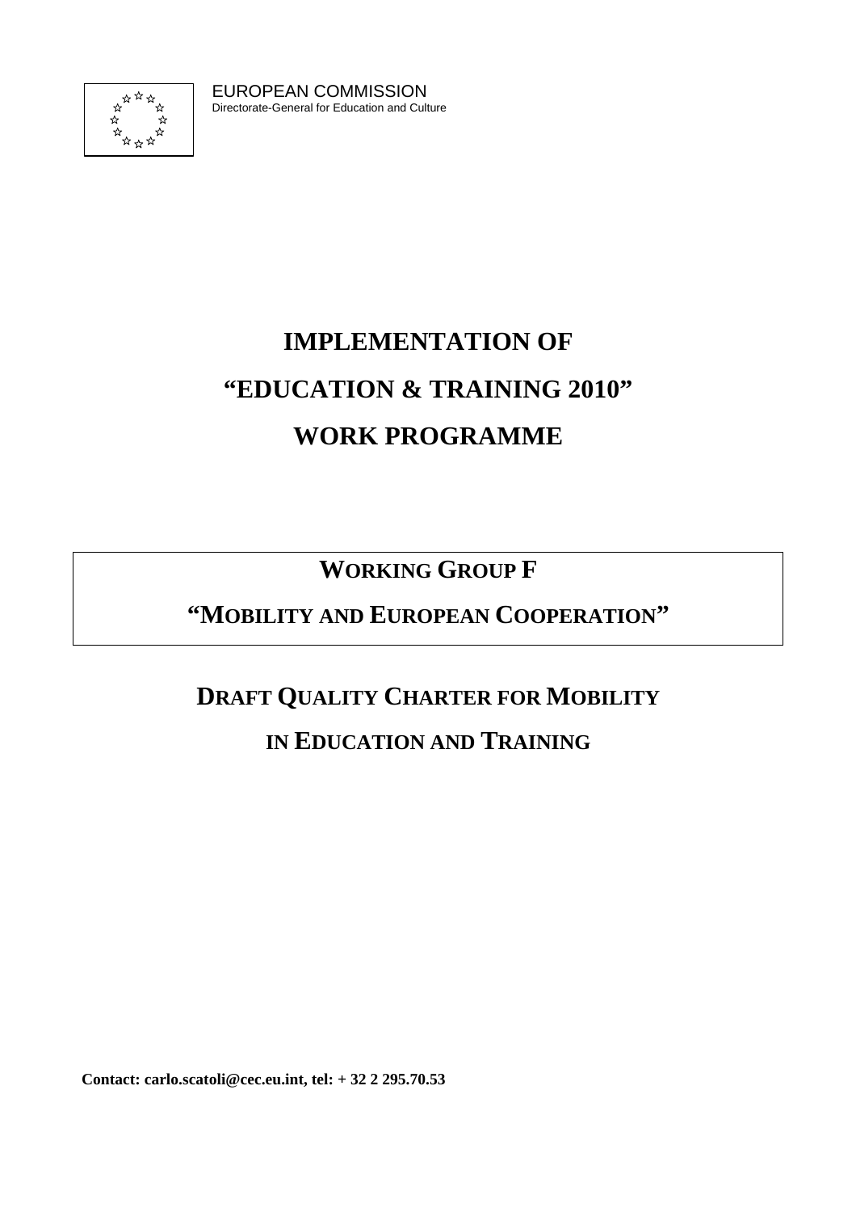EUROPEAN COMMISSION
Directorate-General for Education and Culture

# IMPLEMENTATION OF "EDUCATION & TRAINING 2010" WORK PROGRAMME

## WORKING GROUP F
## "MOBILITY AND EUROPEAN COOPERATION"

## DRAFT QUALITY CHARTER FOR MOBILITY IN EDUCATION AND TRAINING

**Contact: carlo.scatoli@cec.eu.int, tel: + 32 2 295.70.53**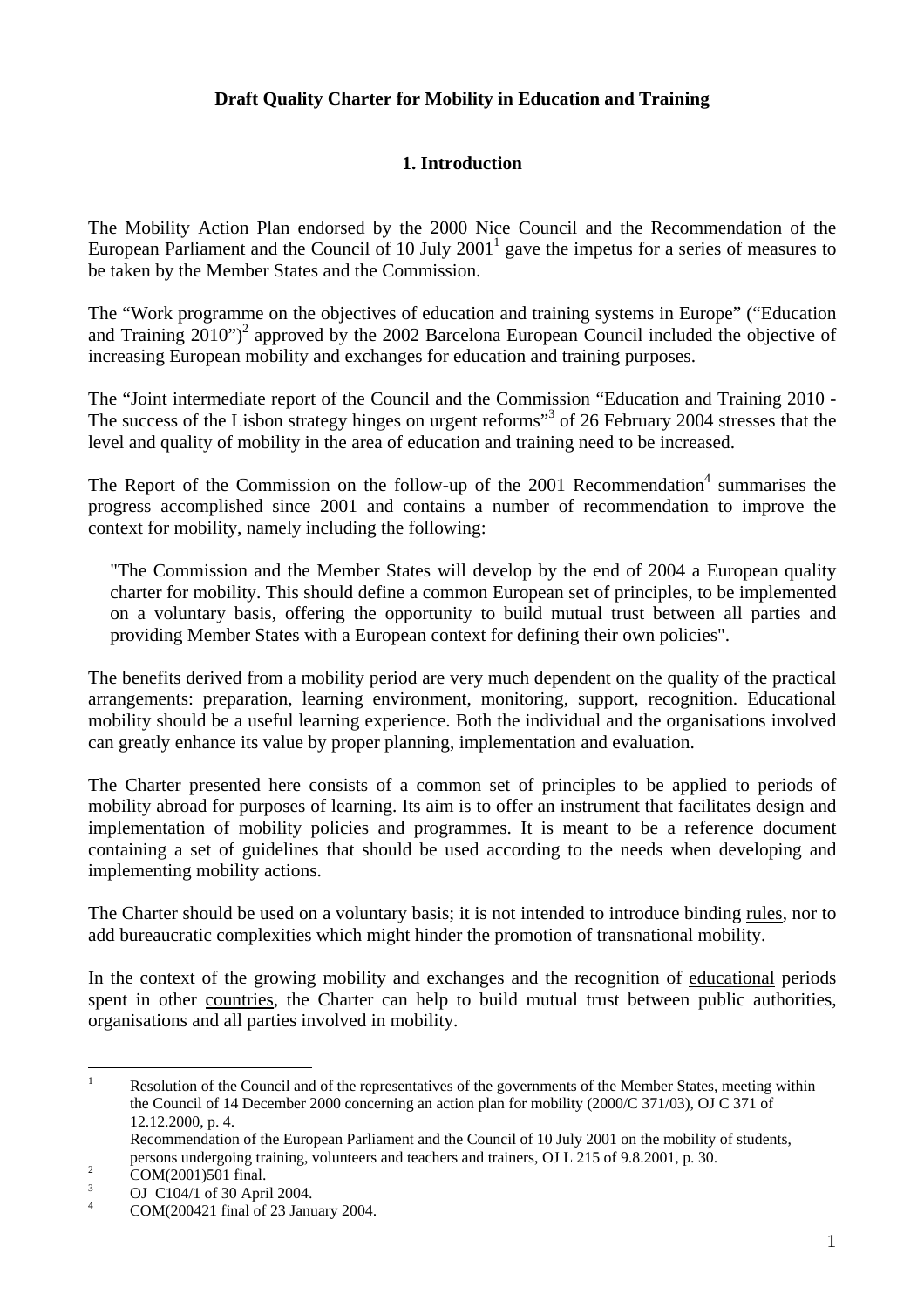**Draft Quality Charter for Mobility in Education and Training**

## 1. Introduction

The Mobility Action Plan endorsed by the 2000 Nice Council and the Recommendation of the European Parliament and the Council of 10 July 2001[1] gave the impetus for a series of measures to be taken by the Member States and the Commission.

The "Work programme on the objectives of education and training systems in Europe" ("Education and Training 2010")[2] approved by the 2002 Barcelona European Council included the objective of increasing European mobility and exchanges for education and training purposes.

The "Joint intermediate report of the Council and the Commission "Education and Training 2010 - The success of the Lisbon strategy hinges on urgent reforms"[3] of 26 February 2004 stresses that the level and quality of mobility in the area of education and training need to be increased.

The Report of the Commission on the follow-up of the 2001 Recommendation[4] summarises the progress accomplished since 2001 and contains a number of recommendation to improve the context for mobility, namely including the following:

> "The Commission and the Member States will develop by the end of 2004 a European quality charter for mobility. This should define a common European set of principles, to be implemented on a voluntary basis, offering the opportunity to build mutual trust between all parties and providing Member States with a European context for defining their own policies".

The benefits derived from a mobility period are very much dependent on the quality of the practical arrangements: preparation, learning environment, monitoring, support, recognition. Educational mobility should be a useful learning experience. Both the individual and the organisations involved can greatly enhance its value by proper planning, implementation and evaluation.

The Charter presented here consists of a common set of principles to be applied to periods of mobility abroad for purposes of learning. Its aim is to offer an instrument that facilitates design and implementation of mobility policies and programmes. It is meant to be a reference document containing a set of guidelines that should be used according to the needs when developing and implementing mobility actions.

The Charter should be used on a voluntary basis; it is not intended to introduce binding rules, nor to add bureaucratic complexities which might hinder the promotion of transnational mobility.

In the context of the growing mobility and exchanges and the recognition of educational periods spent in other countries, the Charter can help to build mutual trust between public authorities, organisations and all parties involved in mobility.

---

[1] Resolution of the Council and of the representatives of the governments of the Member States, meeting within the Council of 14 December 2000 concerning an action plan for mobility (2000/C 371/03), OJ C 371 of 12.12.2000, p. 4.
Recommendation of the European Parliament and the Council of 10 July 2001 on the mobility of students, persons undergoing training, volunteers and teachers and trainers, OJ L 215 of 9.8.2001, p. 30.

[2] COM(2001)501 final.

[3] OJ C104/1 of 30 April 2004.

[4] COM(200421 final of 23 January 2004.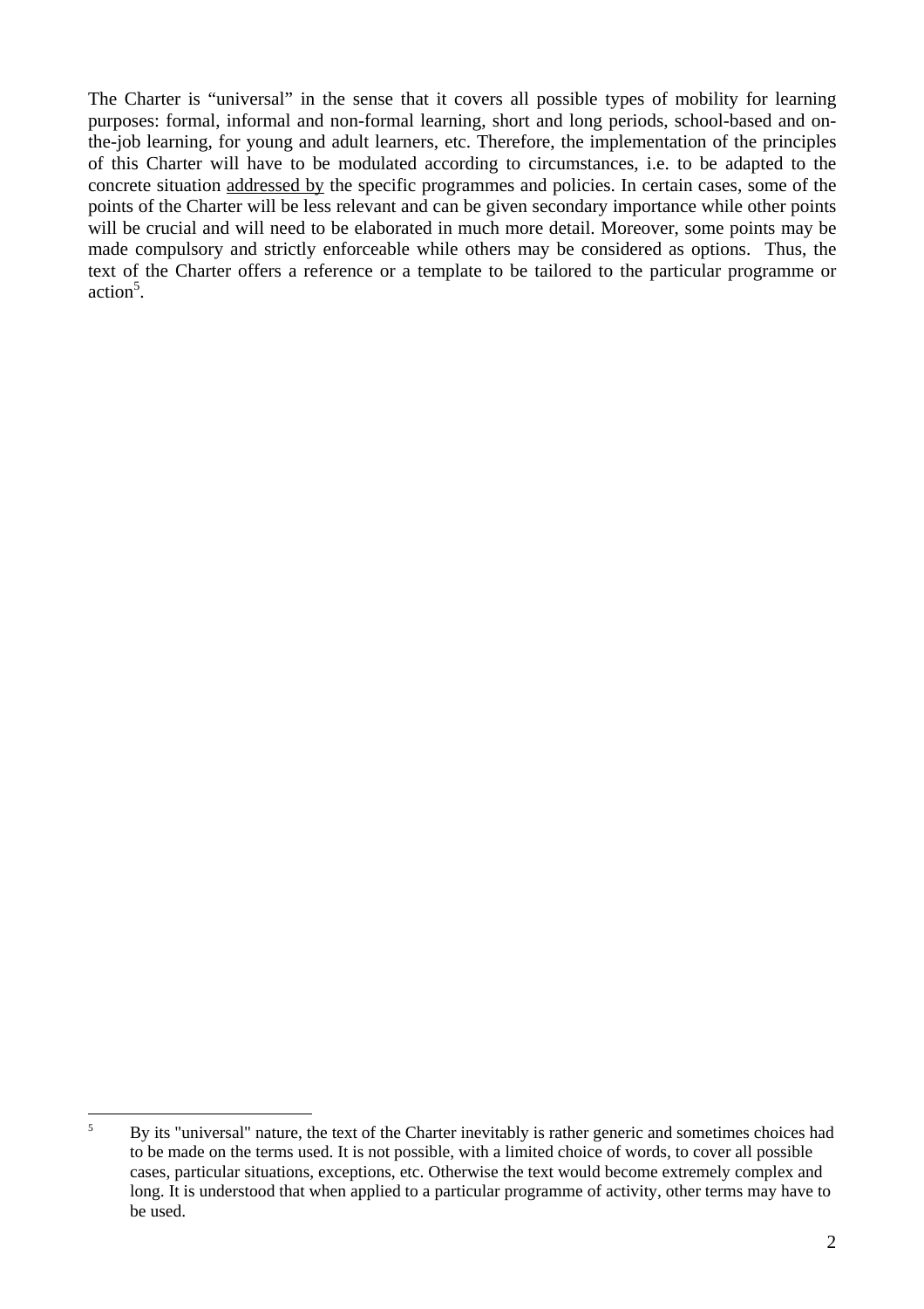The Charter is "universal" in the sense that it covers all possible types of mobility for learning purposes: formal, informal and non-formal learning, short and long periods, school-based and on-the-job learning, for young and adult learners, etc. Therefore, the implementation of the principles of this Charter will have to be modulated according to circumstances, i.e. to be adapted to the concrete situation <u>addressed by</u> the specific programmes and policies. In certain cases, some of the points of the Charter will be less relevant and can be given secondary importance while other points will be crucial and will need to be elaborated in much more detail. Moreover, some points may be made compulsory and strictly enforceable while others may be considered as options. Thus, the text of the Charter offers a reference or a template to be tailored to the particular programme or action[5].

---

[5] By its "universal" nature, the text of the Charter inevitably is rather generic and sometimes choices had to be made on the terms used. It is not possible, with a limited choice of words, to cover all possible cases, particular situations, exceptions, etc. Otherwise the text would become extremely complex and long. It is understood that when applied to a particular programme of activity, other terms may have to be used.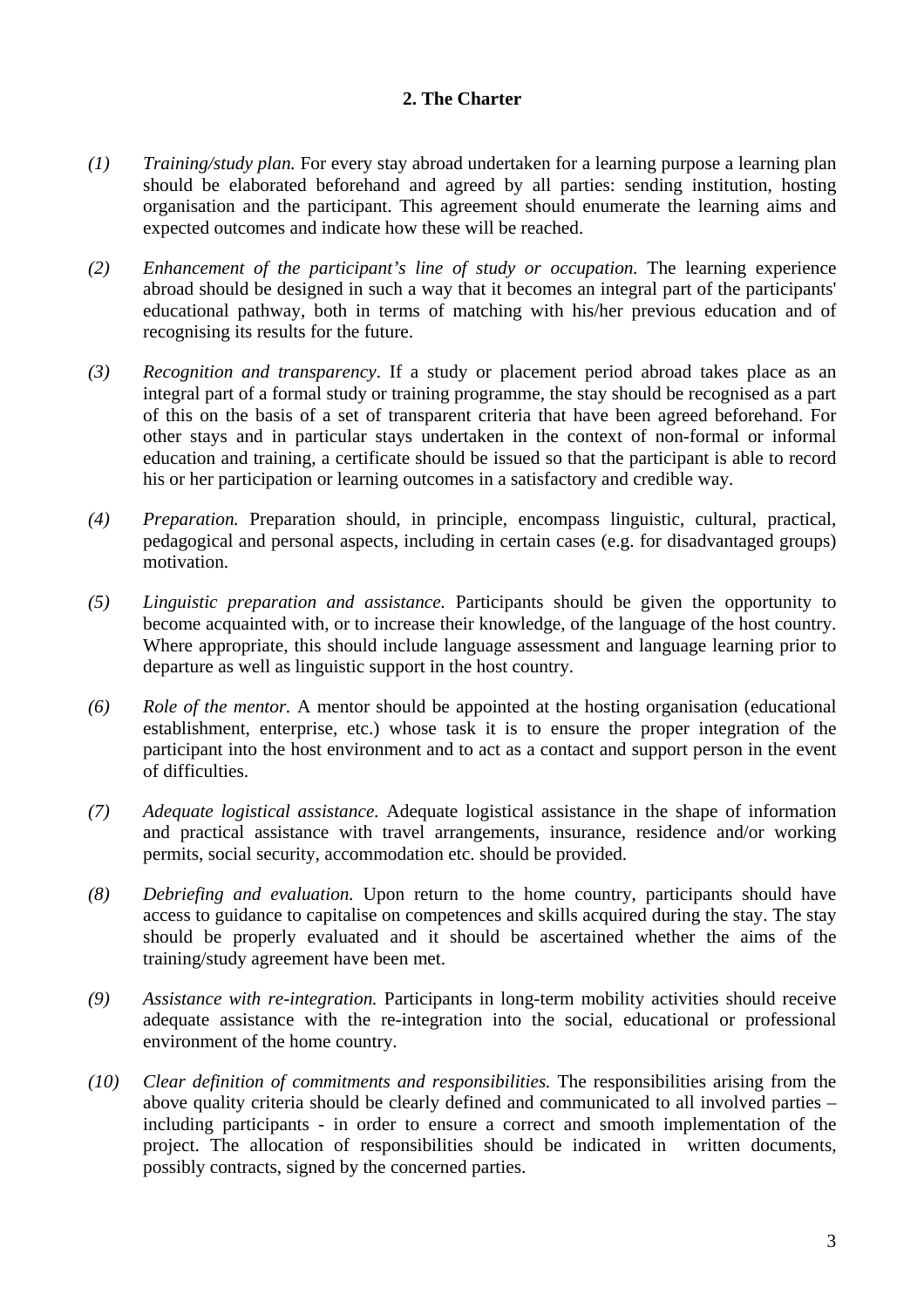## 2. The Charter

*(1)* *Training/study plan.* For every stay abroad undertaken for a learning purpose a learning plan should be elaborated beforehand and agreed by all parties: sending institution, hosting organisation and the participant. This agreement should enumerate the learning aims and expected outcomes and indicate how these will be reached.

*(2)* *Enhancement of the participant's line of study or occupation.* The learning experience abroad should be designed in such a way that it becomes an integral part of the participants' educational pathway, both in terms of matching with his/her previous education and of recognising its results for the future.

*(3)* *Recognition and transparency*. If a study or placement period abroad takes place as an integral part of a formal study or training programme, the stay should be recognised as a part of this on the basis of a set of transparent criteria that have been agreed beforehand. For other stays and in particular stays undertaken in the context of non-formal or informal education and training, a certificate should be issued so that the participant is able to record his or her participation or learning outcomes in a satisfactory and credible way.

*(4)* *Preparation.* Preparation should, in principle, encompass linguistic, cultural, practical, pedagogical and personal aspects, including in certain cases (e.g. for disadvantaged groups) motivation.

*(5)* *Linguistic preparation and assistance.* Participants should be given the opportunity to become acquainted with, or to increase their knowledge, of the language of the host country. Where appropriate, this should include language assessment and language learning prior to departure as well as linguistic support in the host country.

*(6)* *Role of the mentor.* A mentor should be appointed at the hosting organisation (educational establishment, enterprise, etc.) whose task it is to ensure the proper integration of the participant into the host environment and to act as a contact and support person in the event of difficulties.

*(7)* *Adequate logistical assistance.* Adequate logistical assistance in the shape of information and practical assistance with travel arrangements, insurance, residence and/or working permits, social security, accommodation etc. should be provided.

*(8)* *Debriefing and evaluation.* Upon return to the home country, participants should have access to guidance to capitalise on competences and skills acquired during the stay. The stay should be properly evaluated and it should be ascertained whether the aims of the training/study agreement have been met.

*(9)* *Assistance with re-integration.* Participants in long-term mobility activities should receive adequate assistance with the re-integration into the social, educational or professional environment of the home country.

*(10)* *Clear definition of commitments and responsibilities.* The responsibilities arising from the above quality criteria should be clearly defined and communicated to all involved parties – including participants - in order to ensure a correct and smooth implementation of the project. The allocation of responsibilities should be indicated in written documents, possibly contracts, signed by the concerned parties.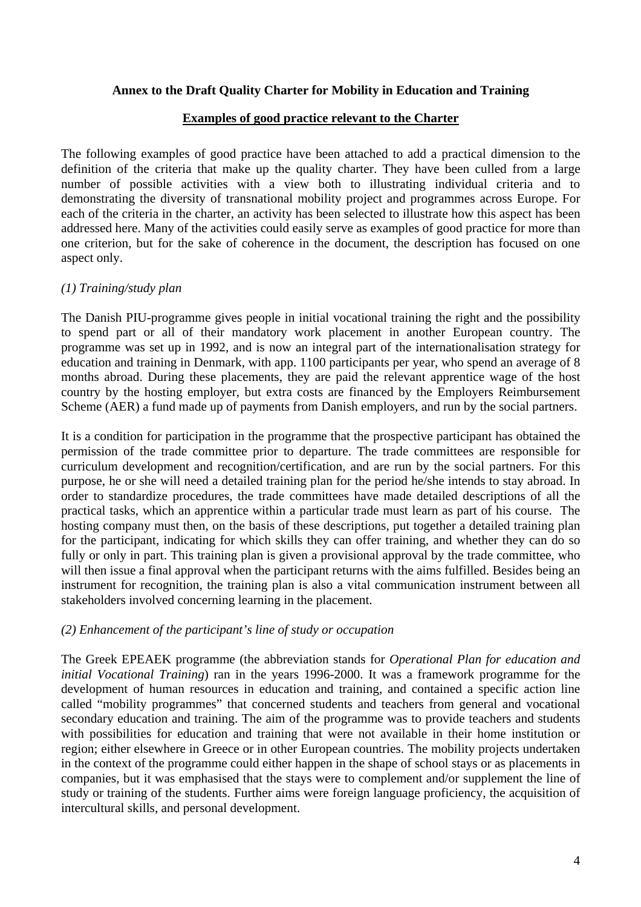**Annex to the Draft Quality Charter for Mobility in Education and Training**

**Examples of good practice relevant to the Charter**

The following examples of good practice have been attached to add a practical dimension to the definition of the criteria that make up the quality charter. They have been culled from a large number of possible activities with a view both to illustrating individual criteria and to demonstrating the diversity of transnational mobility project and programmes across Europe. For each of the criteria in the charter, an activity has been selected to illustrate how this aspect has been addressed here. Many of the activities could easily serve as examples of good practice for more than one criterion, but for the sake of coherence in the document, the description has focused on one aspect only.

*(1) Training/study plan*

The Danish PIU-programme gives people in initial vocational training the right and the possibility to spend part or all of their mandatory work placement in another European country. The programme was set up in 1992, and is now an integral part of the internationalisation strategy for education and training in Denmark, with app. 1100 participants per year, who spend an average of 8 months abroad. During these placements, they are paid the relevant apprentice wage of the host country by the hosting employer, but extra costs are financed by the Employers Reimbursement Scheme (AER) a fund made up of payments from Danish employers, and run by the social partners.

It is a condition for participation in the programme that the prospective participant has obtained the permission of the trade committee prior to departure. The trade committees are responsible for curriculum development and recognition/certification, and are run by the social partners. For this purpose, he or she will need a detailed training plan for the period he/she intends to stay abroad. In order to standardize procedures, the trade committees have made detailed descriptions of all the practical tasks, which an apprentice within a particular trade must learn as part of his course. The hosting company must then, on the basis of these descriptions, put together a detailed training plan for the participant, indicating for which skills they can offer training, and whether they can do so fully or only in part. This training plan is given a provisional approval by the trade committee, who will then issue a final approval when the participant returns with the aims fulfilled. Besides being an instrument for recognition, the training plan is also a vital communication instrument between all stakeholders involved concerning learning in the placement.

*(2) Enhancement of the participant's line of study or occupation*

The Greek EPEAEK programme (the abbreviation stands for *Operational Plan for education and initial Vocational Training*) ran in the years 1996-2000. It was a framework programme for the development of human resources in education and training, and contained a specific action line called "mobility programmes" that concerned students and teachers from general and vocational secondary education and training. The aim of the programme was to provide teachers and students with possibilities for education and training that were not available in their home institution or region; either elsewhere in Greece or in other European countries. The mobility projects undertaken in the context of the programme could either happen in the shape of school stays or as placements in companies, but it was emphasised that the stays were to complement and/or supplement the line of study or training of the students. Further aims were foreign language proficiency, the acquisition of intercultural skills, and personal development.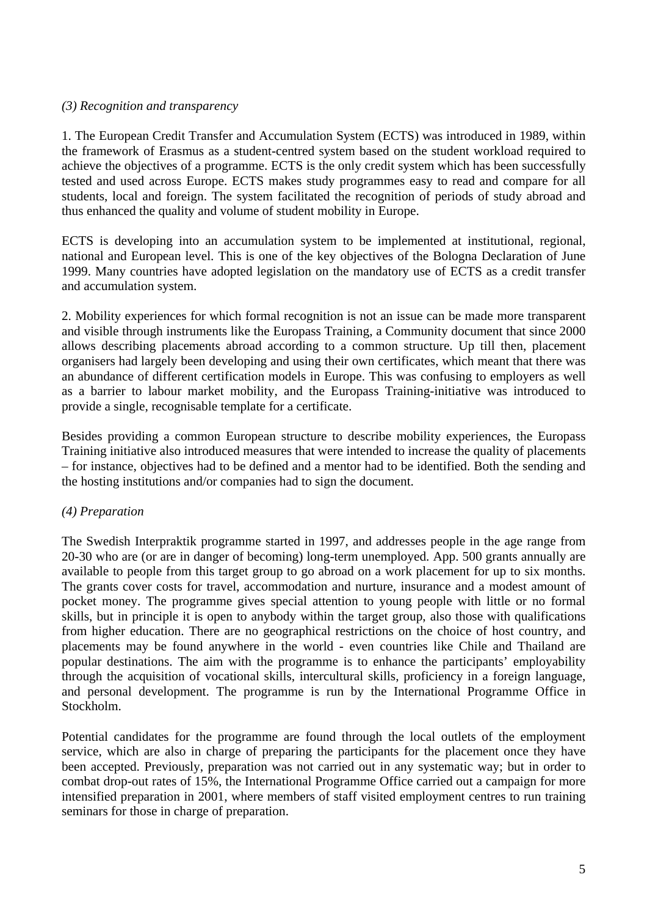*(3) Recognition and transparency*

1. The European Credit Transfer and Accumulation System (ECTS) was introduced in 1989, within the framework of Erasmus as a student-centred system based on the student workload required to achieve the objectives of a programme. ECTS is the only credit system which has been successfully tested and used across Europe. ECTS makes study programmes easy to read and compare for all students, local and foreign. The system facilitated the recognition of periods of study abroad and thus enhanced the quality and volume of student mobility in Europe.

ECTS is developing into an accumulation system to be implemented at institutional, regional, national and European level. This is one of the key objectives of the Bologna Declaration of June 1999. Many countries have adopted legislation on the mandatory use of ECTS as a credit transfer and accumulation system.

2. Mobility experiences for which formal recognition is not an issue can be made more transparent and visible through instruments like the Europass Training, a Community document that since 2000 allows describing placements abroad according to a common structure. Up till then, placement organisers had largely been developing and using their own certificates, which meant that there was an abundance of different certification models in Europe. This was confusing to employers as well as a barrier to labour market mobility, and the Europass Training-initiative was introduced to provide a single, recognisable template for a certificate.

Besides providing a common European structure to describe mobility experiences, the Europass Training initiative also introduced measures that were intended to increase the quality of placements – for instance, objectives had to be defined and a mentor had to be identified. Both the sending and the hosting institutions and/or companies had to sign the document.

*(4) Preparation*

The Swedish Interpraktik programme started in 1997, and addresses people in the age range from 20-30 who are (or are in danger of becoming) long-term unemployed. App. 500 grants annually are available to people from this target group to go abroad on a work placement for up to six months. The grants cover costs for travel, accommodation and nurture, insurance and a modest amount of pocket money. The programme gives special attention to young people with little or no formal skills, but in principle it is open to anybody within the target group, also those with qualifications from higher education. There are no geographical restrictions on the choice of host country, and placements may be found anywhere in the world - even countries like Chile and Thailand are popular destinations. The aim with the programme is to enhance the participants' employability through the acquisition of vocational skills, intercultural skills, proficiency in a foreign language, and personal development. The programme is run by the International Programme Office in Stockholm.

Potential candidates for the programme are found through the local outlets of the employment service, which are also in charge of preparing the participants for the placement once they have been accepted. Previously, preparation was not carried out in any systematic way; but in order to combat drop-out rates of 15%, the International Programme Office carried out a campaign for more intensified preparation in 2001, where members of staff visited employment centres to run training seminars for those in charge of preparation.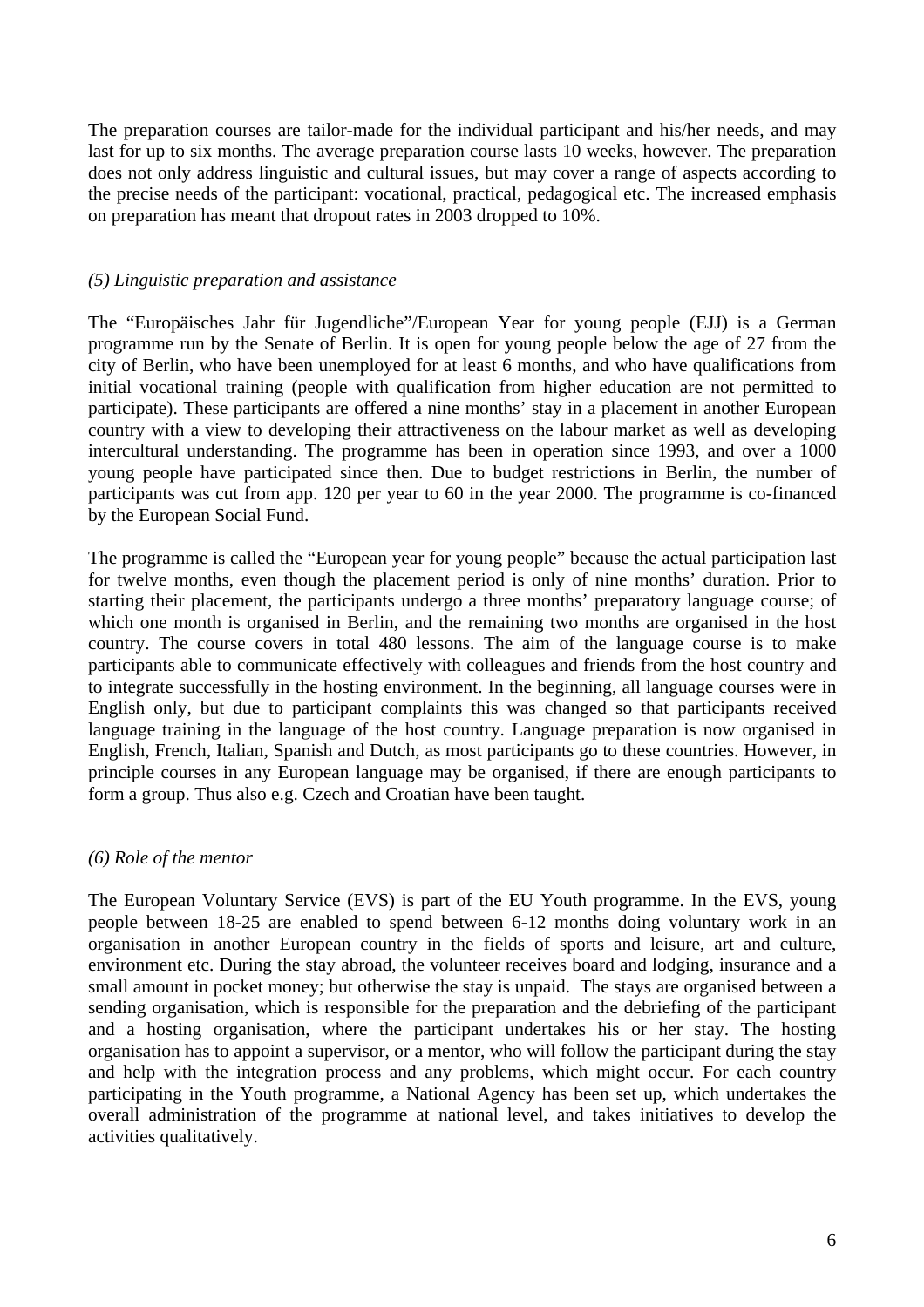The preparation courses are tailor-made for the individual participant and his/her needs, and may last for up to six months. The average preparation course lasts 10 weeks, however. The preparation does not only address linguistic and cultural issues, but may cover a range of aspects according to the precise needs of the participant: vocational, practical, pedagogical etc. The increased emphasis on preparation has meant that dropout rates in 2003 dropped to 10%.

*(5) Linguistic preparation and assistance*

The “Europäisches Jahr für Jugendliche”/European Year for young people (EJJ) is a German programme run by the Senate of Berlin. It is open for young people below the age of 27 from the city of Berlin, who have been unemployed for at least 6 months, and who have qualifications from initial vocational training (people with qualification from higher education are not permitted to participate). These participants are offered a nine months’ stay in a placement in another European country with a view to developing their attractiveness on the labour market as well as developing intercultural understanding. The programme has been in operation since 1993, and over a 1000 young people have participated since then. Due to budget restrictions in Berlin, the number of participants was cut from app. 120 per year to 60 in the year 2000. The programme is co-financed by the European Social Fund.

The programme is called the “European year for young people” because the actual participation last for twelve months, even though the placement period is only of nine months’ duration. Prior to starting their placement, the participants undergo a three months’ preparatory language course; of which one month is organised in Berlin, and the remaining two months are organised in the host country. The course covers in total 480 lessons. The aim of the language course is to make participants able to communicate effectively with colleagues and friends from the host country and to integrate successfully in the hosting environment. In the beginning, all language courses were in English only, but due to participant complaints this was changed so that participants received language training in the language of the host country. Language preparation is now organised in English, French, Italian, Spanish and Dutch, as most participants go to these countries. However, in principle courses in any European language may be organised, if there are enough participants to form a group. Thus also e.g. Czech and Croatian have been taught.

*(6) Role of the mentor*

The European Voluntary Service (EVS) is part of the EU Youth programme. In the EVS, young people between 18-25 are enabled to spend between 6-12 months doing voluntary work in an organisation in another European country in the fields of sports and leisure, art and culture, environment etc. During the stay abroad, the volunteer receives board and lodging, insurance and a small amount in pocket money; but otherwise the stay is unpaid. The stays are organised between a sending organisation, which is responsible for the preparation and the debriefing of the participant and a hosting organisation, where the participant undertakes his or her stay. The hosting organisation has to appoint a supervisor, or a mentor, who will follow the participant during the stay and help with the integration process and any problems, which might occur. For each country participating in the Youth programme, a National Agency has been set up, which undertakes the overall administration of the programme at national level, and takes initiatives to develop the activities qualitatively.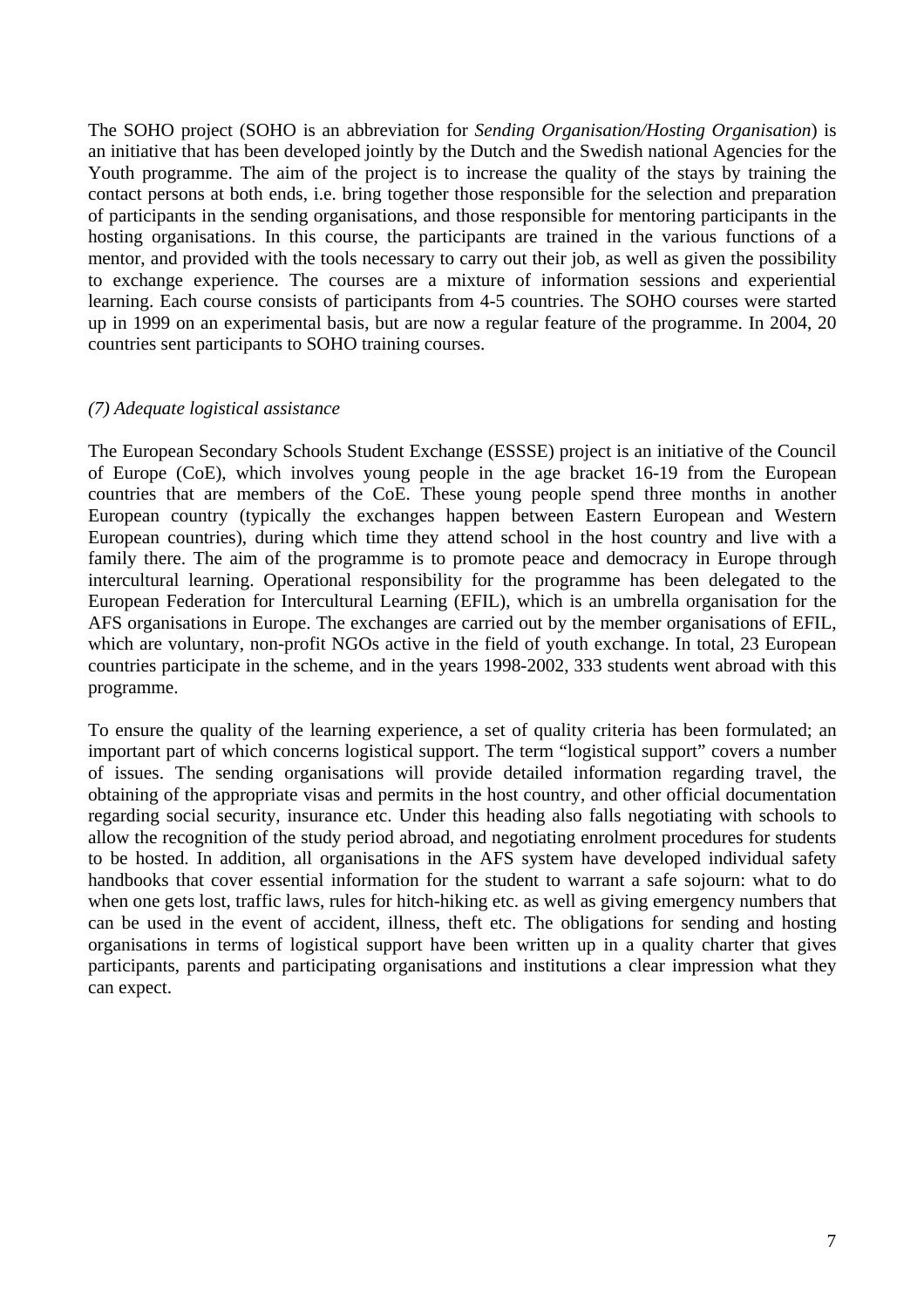The SOHO project (SOHO is an abbreviation for *Sending Organisation/Hosting Organisation*) is an initiative that has been developed jointly by the Dutch and the Swedish national Agencies for the Youth programme. The aim of the project is to increase the quality of the stays by training the contact persons at both ends, i.e. bring together those responsible for the selection and preparation of participants in the sending organisations, and those responsible for mentoring participants in the hosting organisations. In this course, the participants are trained in the various functions of a mentor, and provided with the tools necessary to carry out their job, as well as given the possibility to exchange experience. The courses are a mixture of information sessions and experiential learning. Each course consists of participants from 4-5 countries. The SOHO courses were started up in 1999 on an experimental basis, but are now a regular feature of the programme. In 2004, 20 countries sent participants to SOHO training courses.

*(7) Adequate logistical assistance*

The European Secondary Schools Student Exchange (ESSSE) project is an initiative of the Council of Europe (CoE), which involves young people in the age bracket 16-19 from the European countries that are members of the CoE. These young people spend three months in another European country (typically the exchanges happen between Eastern European and Western European countries), during which time they attend school in the host country and live with a family there. The aim of the programme is to promote peace and democracy in Europe through intercultural learning. Operational responsibility for the programme has been delegated to the European Federation for Intercultural Learning (EFIL), which is an umbrella organisation for the AFS organisations in Europe. The exchanges are carried out by the member organisations of EFIL, which are voluntary, non-profit NGOs active in the field of youth exchange. In total, 23 European countries participate in the scheme, and in the years 1998-2002, 333 students went abroad with this programme.

To ensure the quality of the learning experience, a set of quality criteria has been formulated; an important part of which concerns logistical support. The term "logistical support" covers a number of issues. The sending organisations will provide detailed information regarding travel, the obtaining of the appropriate visas and permits in the host country, and other official documentation regarding social security, insurance etc. Under this heading also falls negotiating with schools to allow the recognition of the study period abroad, and negotiating enrolment procedures for students to be hosted. In addition, all organisations in the AFS system have developed individual safety handbooks that cover essential information for the student to warrant a safe sojourn: what to do when one gets lost, traffic laws, rules for hitch-hiking etc. as well as giving emergency numbers that can be used in the event of accident, illness, theft etc. The obligations for sending and hosting organisations in terms of logistical support have been written up in a quality charter that gives participants, parents and participating organisations and institutions a clear impression what they can expect.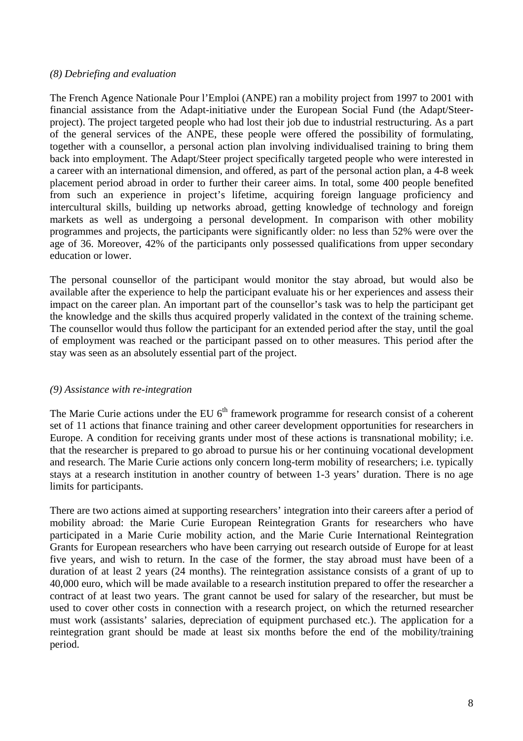*(8) Debriefing and evaluation*

The French Agence Nationale Pour l'Emploi (ANPE) ran a mobility project from 1997 to 2001 with financial assistance from the Adapt-initiative under the European Social Fund (the Adapt/Steer-project). The project targeted people who had lost their job due to industrial restructuring. As a part of the general services of the ANPE, these people were offered the possibility of formulating, together with a counsellor, a personal action plan involving individualised training to bring them back into employment. The Adapt/Steer project specifically targeted people who were interested in a career with an international dimension, and offered, as part of the personal action plan, a 4-8 week placement period abroad in order to further their career aims. In total, some 400 people benefited from such an experience in project's lifetime, acquiring foreign language proficiency and intercultural skills, building up networks abroad, getting knowledge of technology and foreign markets as well as undergoing a personal development. In comparison with other mobility programmes and projects, the participants were significantly older: no less than 52% were over the age of 36. Moreover, 42% of the participants only possessed qualifications from upper secondary education or lower.

The personal counsellor of the participant would monitor the stay abroad, but would also be available after the experience to help the participant evaluate his or her experiences and assess their impact on the career plan. An important part of the counsellor's task was to help the participant get the knowledge and the skills thus acquired properly validated in the context of the training scheme. The counsellor would thus follow the participant for an extended period after the stay, until the goal of employment was reached or the participant passed on to other measures. This period after the stay was seen as an absolutely essential part of the project.

*(9) Assistance with re-integration*

The Marie Curie actions under the EU 6th framework programme for research consist of a coherent set of 11 actions that finance training and other career development opportunities for researchers in Europe. A condition for receiving grants under most of these actions is transnational mobility; i.e. that the researcher is prepared to go abroad to pursue his or her continuing vocational development and research. The Marie Curie actions only concern long-term mobility of researchers; i.e. typically stays at a research institution in another country of between 1-3 years' duration. There is no age limits for participants.

There are two actions aimed at supporting researchers' integration into their careers after a period of mobility abroad: the Marie Curie European Reintegration Grants for researchers who have participated in a Marie Curie mobility action, and the Marie Curie International Reintegration Grants for European researchers who have been carrying out research outside of Europe for at least five years, and wish to return. In the case of the former, the stay abroad must have been of a duration of at least 2 years (24 months). The reintegration assistance consists of a grant of up to 40,000 euro, which will be made available to a research institution prepared to offer the researcher a contract of at least two years. The grant cannot be used for salary of the researcher, but must be used to cover other costs in connection with a research project, on which the returned researcher must work (assistants' salaries, depreciation of equipment purchased etc.). The application for a reintegration grant should be made at least six months before the end of the mobility/training period.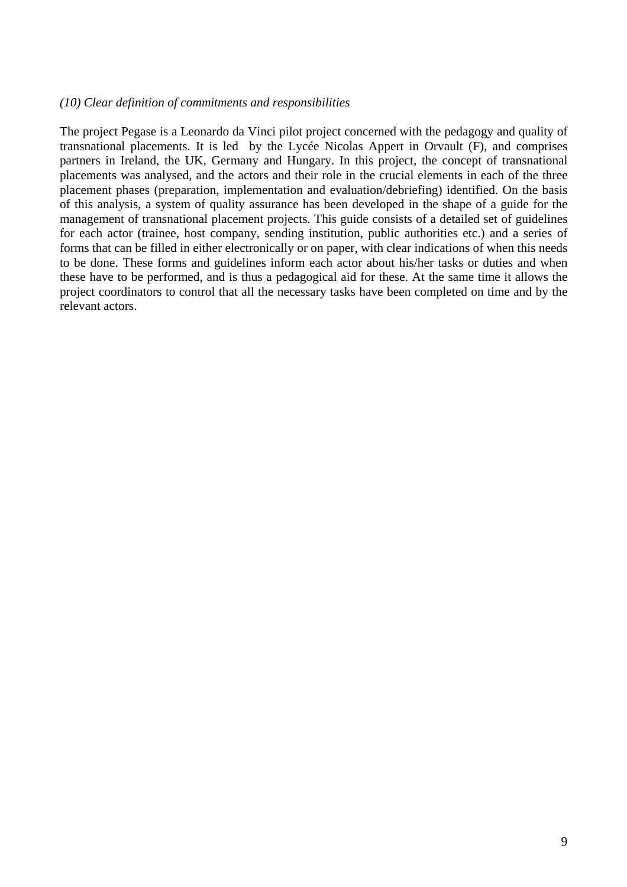*(10) Clear definition of commitments and responsibilities*

The project Pegase is a Leonardo da Vinci pilot project concerned with the pedagogy and quality of transnational placements. It is led by the Lycée Nicolas Appert in Orvault (F), and comprises partners in Ireland, the UK, Germany and Hungary. In this project, the concept of transnational placements was analysed, and the actors and their role in the crucial elements in each of the three placement phases (preparation, implementation and evaluation/debriefing) identified. On the basis of this analysis, a system of quality assurance has been developed in the shape of a guide for the management of transnational placement projects. This guide consists of a detailed set of guidelines for each actor (trainee, host company, sending institution, public authorities etc.) and a series of forms that can be filled in either electronically or on paper, with clear indications of when this needs to be done. These forms and guidelines inform each actor about his/her tasks or duties and when these have to be performed, and is thus a pedagogical aid for these. At the same time it allows the project coordinators to control that all the necessary tasks have been completed on time and by the relevant actors.